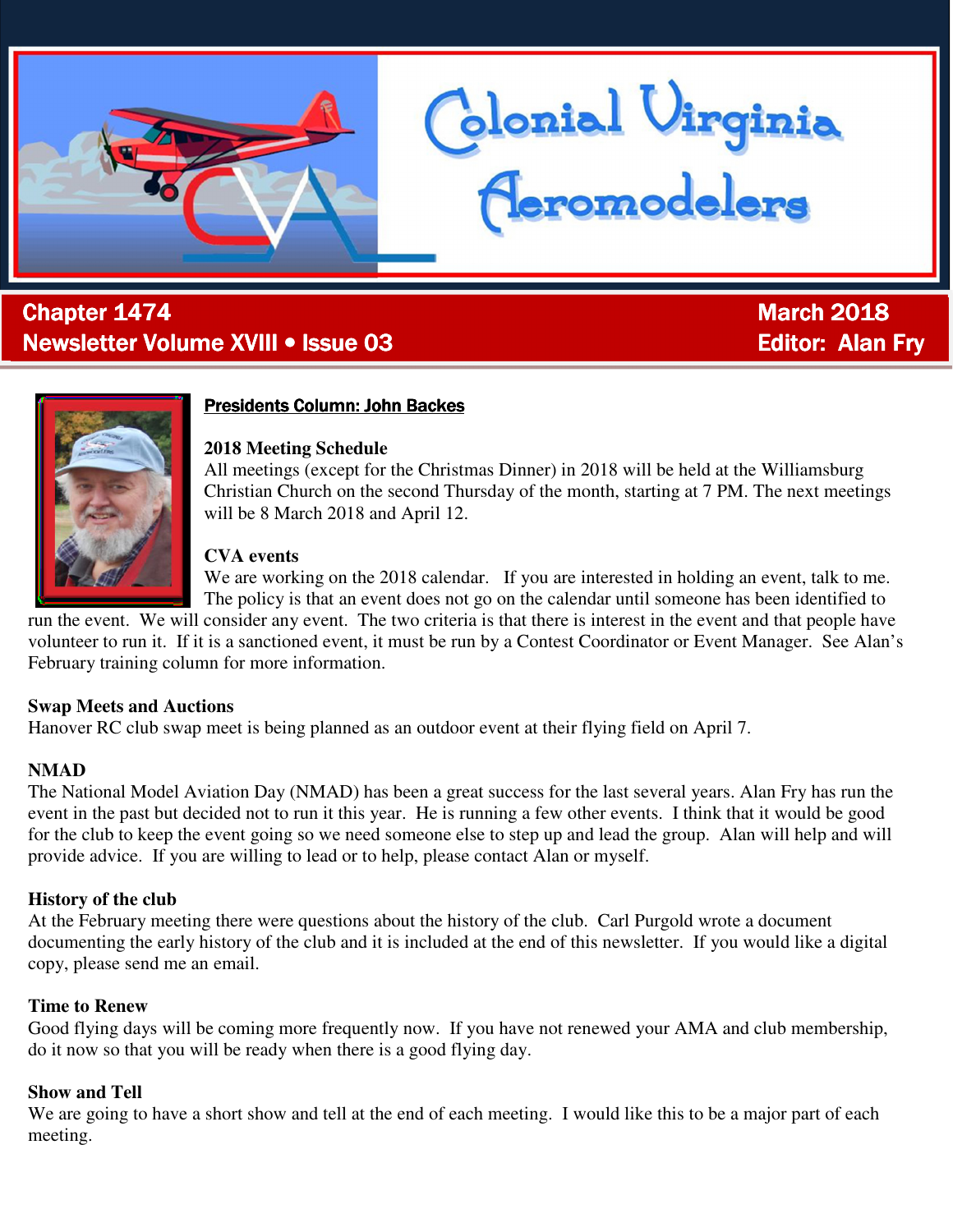# Colonial Virginia Aeromodelers

**Chapter 1474**
**Newsletter Volume XVIII • Issue 03**

**March 2018**
**Editor: Alan Fry**

## Presidents Column: John Backes

### 2018 Meeting Schedule

All meetings (except for the Christmas Dinner) in 2018 will be held at the Williamsburg Christian Church on the second Thursday of the month, starting at 7 PM. The next meetings will be 8 March 2018 and April 12.

### CVA events

We are working on the 2018 calendar. If you are interested in holding an event, talk to me. The policy is that an event does not go on the calendar until someone has been identified to run the event. We will consider any event. The two criteria is that there is interest in the event and that people have volunteer to run it. If it is a sanctioned event, it must be run by a Contest Coordinator or Event Manager. See Alan's February training column for more information.

### Swap Meets and Auctions

Hanover RC club swap meet is being planned as an outdoor event at their flying field on April 7.

### NMAD

The National Model Aviation Day (NMAD) has been a great success for the last several years. Alan Fry has run the event in the past but decided not to run it this year. He is running a few other events. I think that it would be good for the club to keep the event going so we need someone else to step up and lead the group. Alan will help and will provide advice. If you are willing to lead or to help, please contact Alan or myself.

### History of the club

At the February meeting there were questions about the history of the club. Carl Purgold wrote a document documenting the early history of the club and it is included at the end of this newsletter. If you would like a digital copy, please send me an email.

### Time to Renew

Good flying days will be coming more frequently now. If you have not renewed your AMA and club membership, do it now so that you will be ready when there is a good flying day.

### Show and Tell

We are going to have a short show and tell at the end of each meeting. I would like this to be a major part of each meeting.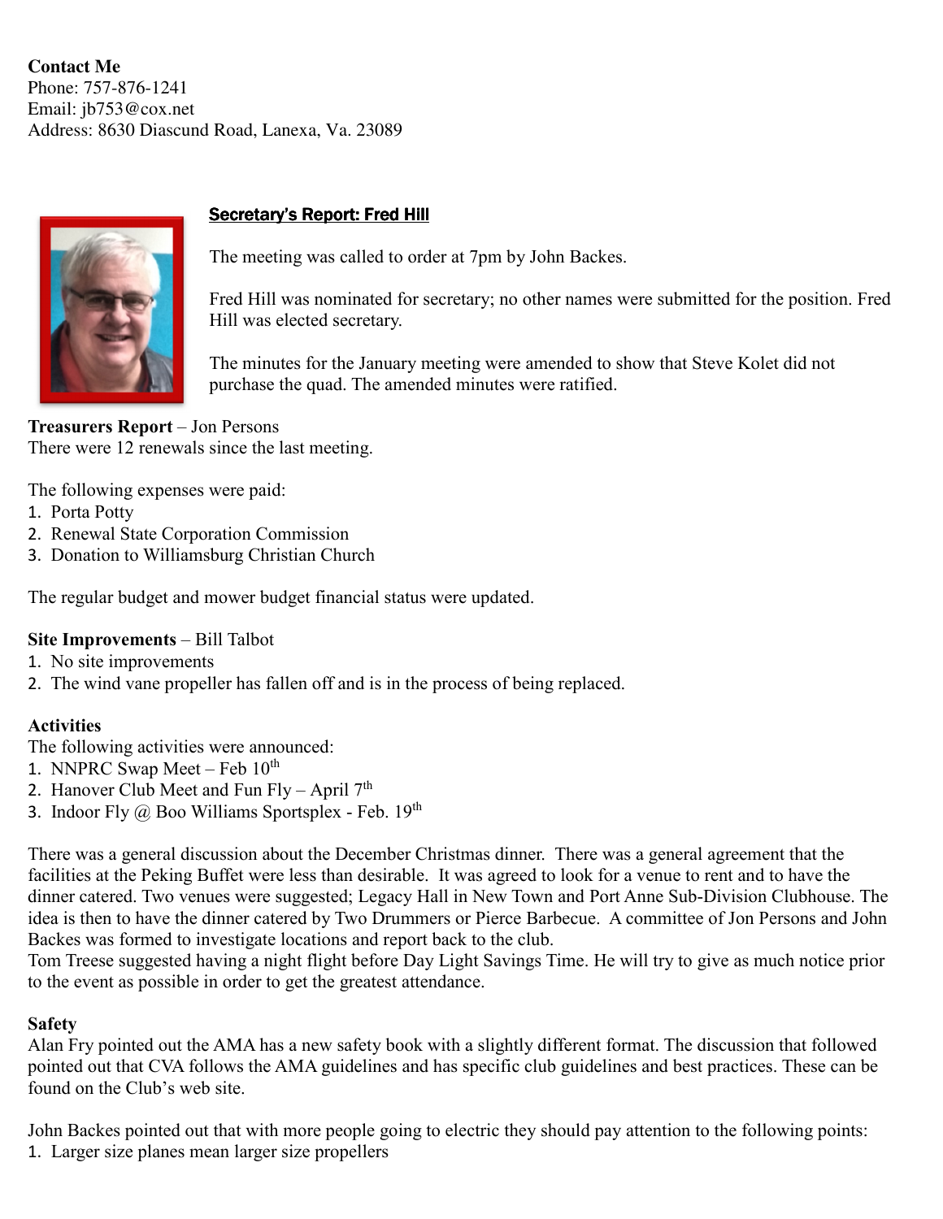**Contact Me**
Phone: 757-876-1241
Email: jb753@cox.net
Address: 8630 Diascund Road, Lanexa, Va. 23089

## Secretary's Report: Fred Hill

The meeting was called to order at 7pm by John Backes.

Fred Hill was nominated for secretary; no other names were submitted for the position. Fred Hill was elected secretary.

The minutes for the January meeting were amended to show that Steve Kolet did not purchase the quad. The amended minutes were ratified.

**Treasurers Report** – Jon Persons
There were 12 renewals since the last meeting.

The following expenses were paid:

1. Porta Potty
2. Renewal State Corporation Commission
3. Donation to Williamsburg Christian Church

The regular budget and mower budget financial status were updated.

**Site Improvements** – Bill Talbot

1. No site improvements
2. The wind vane propeller has fallen off and is in the process of being replaced.

**Activities**
The following activities were announced:

1. NNPRC Swap Meet – Feb 10th
2. Hanover Club Meet and Fun Fly – April 7th
3. Indoor Fly @ Boo Williams Sportsplex - Feb. 19th

There was a general discussion about the December Christmas dinner. There was a general agreement that the facilities at the Peking Buffet were less than desirable. It was agreed to look for a venue to rent and to have the dinner catered. Two venues were suggested; Legacy Hall in New Town and Port Anne Sub-Division Clubhouse. The idea is then to have the dinner catered by Two Drummers or Pierce Barbecue. A committee of Jon Persons and John Backes was formed to investigate locations and report back to the club.
Tom Treese suggested having a night flight before Day Light Savings Time. He will try to give as much notice prior to the event as possible in order to get the greatest attendance.

**Safety**
Alan Fry pointed out the AMA has a new safety book with a slightly different format. The discussion that followed pointed out that CVA follows the AMA guidelines and has specific club guidelines and best practices. These can be found on the Club's web site.

John Backes pointed out that with more people going to electric they should pay attention to the following points:

1. Larger size planes mean larger size propellers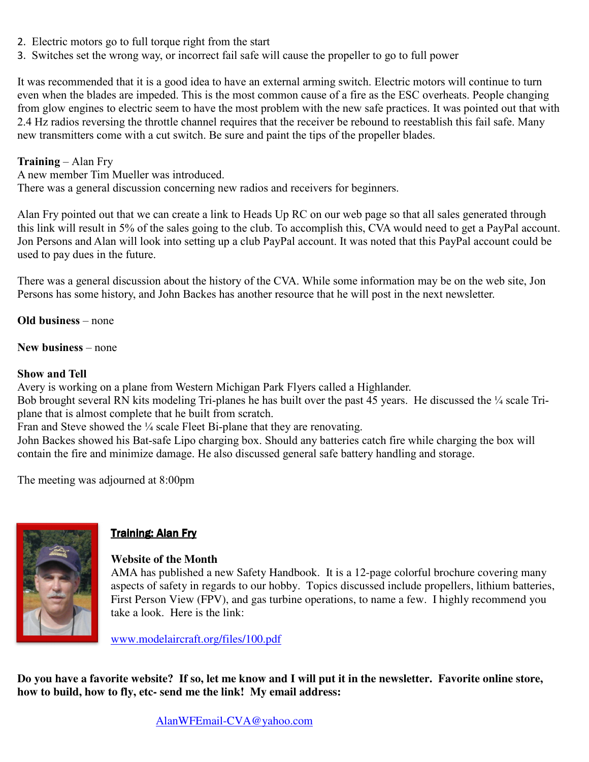2. Electric motors go to full torque right from the start
3. Switches set the wrong way, or incorrect fail safe will cause the propeller to go to full power

It was recommended that it is a good idea to have an external arming switch. Electric motors will continue to turn even when the blades are impeded. This is the most common cause of a fire as the ESC overheats. People changing from glow engines to electric seem to have the most problem with the new safe practices. It was pointed out that with 2.4 Hz radios reversing the throttle channel requires that the receiver be rebound to reestablish this fail safe. Many new transmitters come with a cut switch. Be sure and paint the tips of the propeller blades.

**Training** – Alan Fry
A new member Tim Mueller was introduced.
There was a general discussion concerning new radios and receivers for beginners.

Alan Fry pointed out that we can create a link to Heads Up RC on our web page so that all sales generated through this link will result in 5% of the sales going to the club. To accomplish this, CVA would need to get a PayPal account. Jon Persons and Alan will look into setting up a club PayPal account. It was noted that this PayPal account could be used to pay dues in the future.

There was a general discussion about the history of the CVA. While some information may be on the web site, Jon Persons has some history, and John Backes has another resource that he will post in the next newsletter.

**Old business** – none

**New business** – none

**Show and Tell**
Avery is working on a plane from Western Michigan Park Flyers called a Highlander.
Bob brought several RN kits modeling Tri-planes he has built over the past 45 years. He discussed the ¼ scale Tri-plane that is almost complete that he built from scratch.
Fran and Steve showed the ¼ scale Fleet Bi-plane that they are renovating.
John Backes showed his Bat-safe Lipo charging box. Should any batteries catch fire while charging the box will contain the fire and minimize damage. He also discussed general safe battery handling and storage.

The meeting was adjourned at 8:00pm

## Training: Alan Fry

**Website of the Month**
AMA has published a new Safety Handbook. It is a 12-page colorful brochure covering many aspects of safety in regards to our hobby. Topics discussed include propellers, lithium batteries, First Person View (FPV), and gas turbine operations, to name a few. I highly recommend you take a look. Here is the link:

www.modelaircraft.org/files/100.pdf

**Do you have a favorite website? If so, let me know and I will put it in the newsletter. Favorite online store, how to build, how to fly, etc- send me the link! My email address:**

AlanWFEmail-CVA@yahoo.com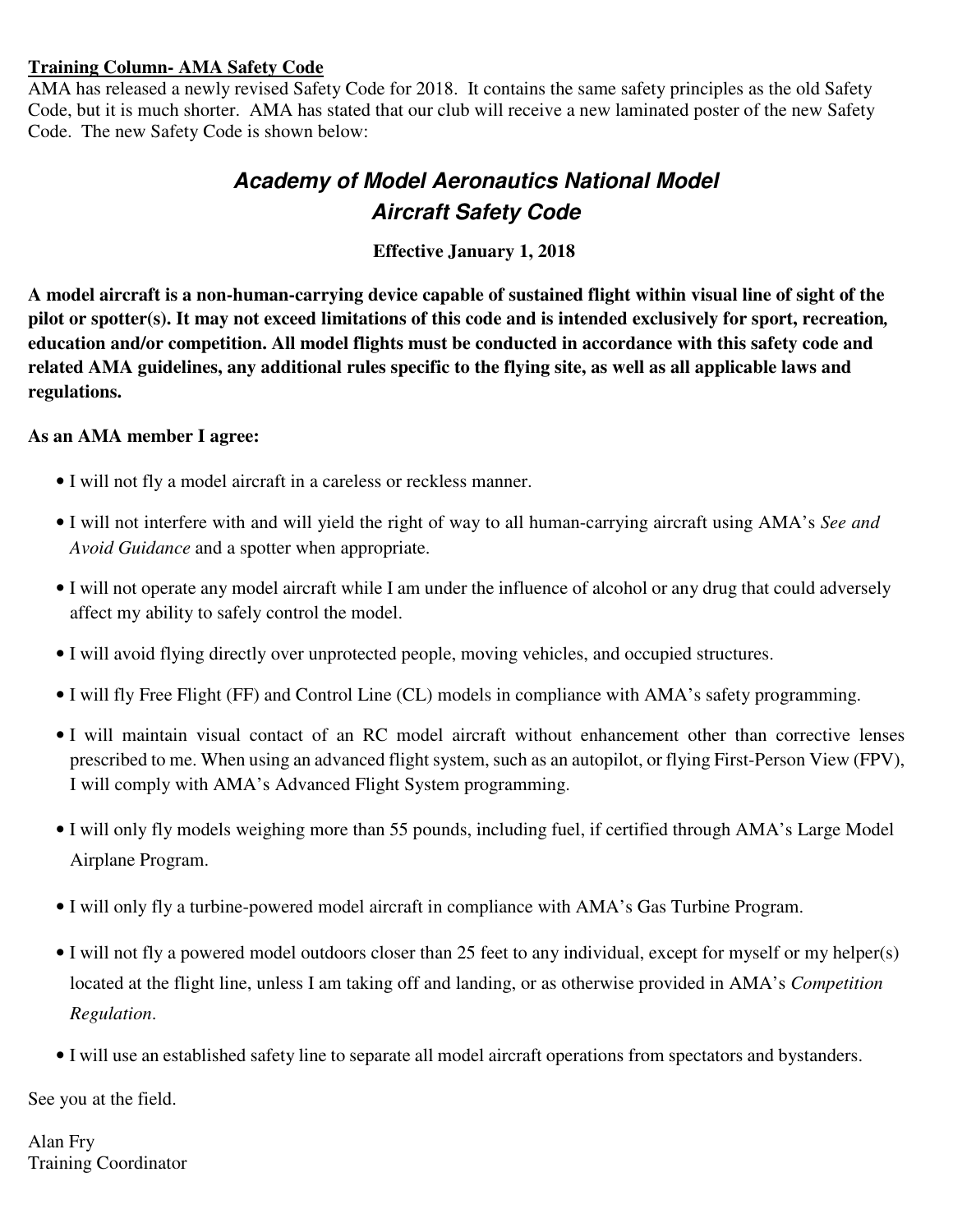**Training Column- AMA Safety Code**

AMA has released a newly revised Safety Code for 2018. It contains the same safety principles as the old Safety Code, but it is much shorter. AMA has stated that our club will receive a new laminated poster of the new Safety Code. The new Safety Code is shown below:

## *Academy of Model Aeronautics National Model Aircraft Safety Code*

**Effective January 1, 2018**

**A model aircraft is a non-human-carrying device capable of sustained flight within visual line of sight of the pilot or spotter(s). It may not exceed limitations of this code and is intended exclusively for sport, recreation, education and/or competition. All model flights must be conducted in accordance with this safety code and related AMA guidelines, any additional rules specific to the flying site, as well as all applicable laws and regulations.**

**As an AMA member I agree:**

- I will not fly a model aircraft in a careless or reckless manner.
- I will not interfere with and will yield the right of way to all human-carrying aircraft using AMA's *See and Avoid Guidance* and a spotter when appropriate.
- I will not operate any model aircraft while I am under the influence of alcohol or any drug that could adversely affect my ability to safely control the model.
- I will avoid flying directly over unprotected people, moving vehicles, and occupied structures.
- I will fly Free Flight (FF) and Control Line (CL) models in compliance with AMA's safety programming.
- I will maintain visual contact of an RC model aircraft without enhancement other than corrective lenses prescribed to me. When using an advanced flight system, such as an autopilot, or flying First-Person View (FPV), I will comply with AMA's Advanced Flight System programming.
- I will only fly models weighing more than 55 pounds, including fuel, if certified through AMA's Large Model Airplane Program.
- I will only fly a turbine-powered model aircraft in compliance with AMA's Gas Turbine Program.
- I will not fly a powered model outdoors closer than 25 feet to any individual, except for myself or my helper(s) located at the flight line, unless I am taking off and landing, or as otherwise provided in AMA's *Competition Regulation*.
- I will use an established safety line to separate all model aircraft operations from spectators and bystanders.

See you at the field.

Alan Fry
Training Coordinator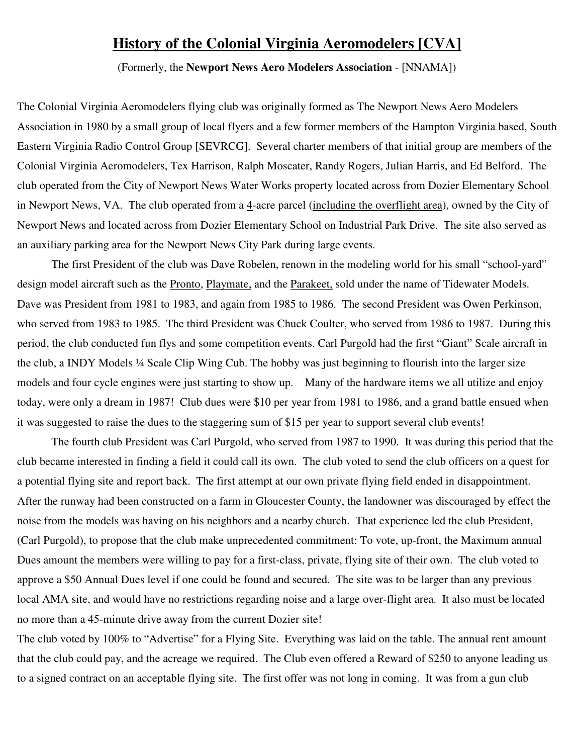# **History of the Colonial Virginia Aeromodelers [CVA]**

(Formerly, the **Newport News Aero Modelers Association** - [NNAMA])

The Colonial Virginia Aeromodelers flying club was originally formed as The Newport News Aero Modelers Association in 1980 by a small group of local flyers and a few former members of the Hampton Virginia based, South Eastern Virginia Radio Control Group [SEVRCG]. Several charter members of that initial group are members of the Colonial Virginia Aeromodelers, Tex Harrison, Ralph Moscater, Randy Rogers, Julian Harris, and Ed Belford. The club operated from the City of Newport News Water Works property located across from Dozier Elementary School in Newport News, VA. The club operated from a <u>4</u>-acre parcel (<u>including the overflight area</u>), owned by the City of Newport News and located across from Dozier Elementary School on Industrial Park Drive. The site also served as an auxiliary parking area for the Newport News City Park during large events.

The first President of the club was Dave Robelen, renown in the modeling world for his small "school-yard" design model aircraft such as the <u>Pronto</u>, <u>Playmate,</u> and the <u>Parakeet,</u> sold under the name of Tidewater Models. Dave was President from 1981 to 1983, and again from 1985 to 1986. The second President was Owen Perkinson, who served from 1983 to 1985. The third President was Chuck Coulter, who served from 1986 to 1987. During this period, the club conducted fun flys and some competition events. Carl Purgold had the first "Giant" Scale aircraft in the club, a INDY Models ¼ Scale Clip Wing Cub. The hobby was just beginning to flourish into the larger size models and four cycle engines were just starting to show up. Many of the hardware items we all utilize and enjoy today, were only a dream in 1987! Club dues were $10 per year from 1981 to 1986, and a grand battle ensued when it was suggested to raise the dues to the staggering sum of $15 per year to support several club events!

The fourth club President was Carl Purgold, who served from 1987 to 1990. It was during this period that the club became interested in finding a field it could call its own. The club voted to send the club officers on a quest for a potential flying site and report back. The first attempt at our own private flying field ended in disappointment. After the runway had been constructed on a farm in Gloucester County, the landowner was discouraged by effect the noise from the models was having on his neighbors and a nearby church. That experience led the club President, (Carl Purgold), to propose that the club make unprecedented commitment: To vote, up-front, the Maximum annual Dues amount the members were willing to pay for a first-class, private, flying site of their own. The club voted to approve a $50 Annual Dues level if one could be found and secured. The site was to be larger than any previous local AMA site, and would have no restrictions regarding noise and a large over-flight area. It also must be located no more than a 45-minute drive away from the current Dozier site!

The club voted by 100% to "Advertise" for a Flying Site. Everything was laid on the table. The annual rent amount that the club could pay, and the acreage we required. The Club even offered a Reward of $250 to anyone leading us to a signed contract on an acceptable flying site. The first offer was not long in coming. It was from a gun club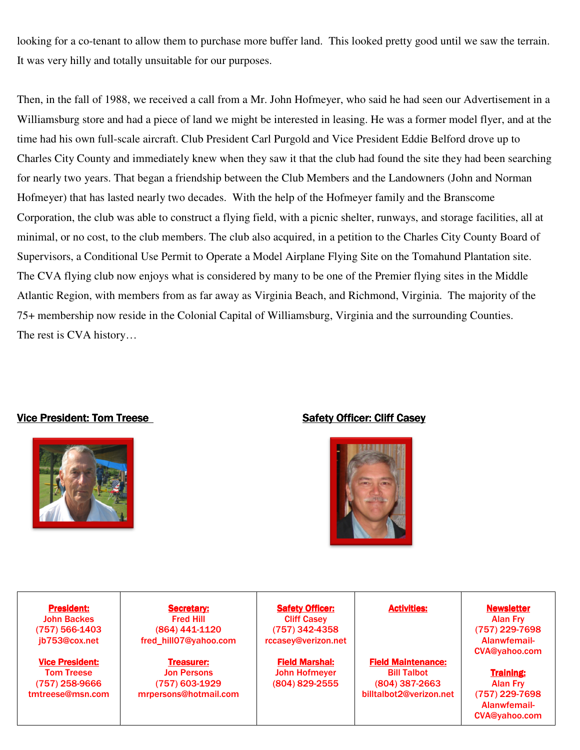looking for a co-tenant to allow them to purchase more buffer land. This looked pretty good until we saw the terrain. It was very hilly and totally unsuitable for our purposes.

Then, in the fall of 1988, we received a call from a Mr. John Hofmeyer, who said he had seen our Advertisement in a Williamsburg store and had a piece of land we might be interested in leasing. He was a former model flyer, and at the time had his own full-scale aircraft. Club President Carl Purgold and Vice President Eddie Belford drove up to Charles City County and immediately knew when they saw it that the club had found the site they had been searching for nearly two years. That began a friendship between the Club Members and the Landowners (John and Norman Hofmeyer) that has lasted nearly two decades. With the help of the Hofmeyer family and the Branscome Corporation, the club was able to construct a flying field, with a picnic shelter, runways, and storage facilities, all at minimal, or no cost, to the club members. The club also acquired, in a petition to the Charles City County Board of Supervisors, a Conditional Use Permit to Operate a Model Airplane Flying Site on the Tomahund Plantation site. The CVA flying club now enjoys what is considered by many to be one of the Premier flying sites in the Middle Atlantic Region, with members from as far away as Virginia Beach, and Richmond, Virginia. The majority of the 75+ membership now reside in the Colonial Capital of Williamsburg, Virginia and the surrounding Counties. The rest is CVA history…

**Vice President: Tom Treese**

**Safety Officer: Cliff Casey**

| | | | | |
|---|---|---|---|---|
| **President:** John Backes (757) 566-1403 jb753@cox.net<br><br>**Vice President:** Tom Treese (757) 258-9666 tmtreese@msn.com | **Secretary:** Fred Hill (864) 441-1120 fred_hill07@yahoo.com<br><br>**Treasurer:** Jon Persons (757) 603-1929 mrpersons@hotmail.com | **Safety Officer:** Cliff Casey (757) 342-4358 rccasey@verizon.net<br><br>**Field Marshal:** John Hofmeyer (804) 829-2555 | **Activities:**<br><br>**Field Maintenance:** Bill Talbot (804) 387-2663 billtalbot2@verizon.net | **Newsletter** Alan Fry (757) 229-7698 Alanwfemail-CVA@yahoo.com<br><br>**Training:** Alan Fry (757) 229-7698 Alanwfemail-CVA@yahoo.com |